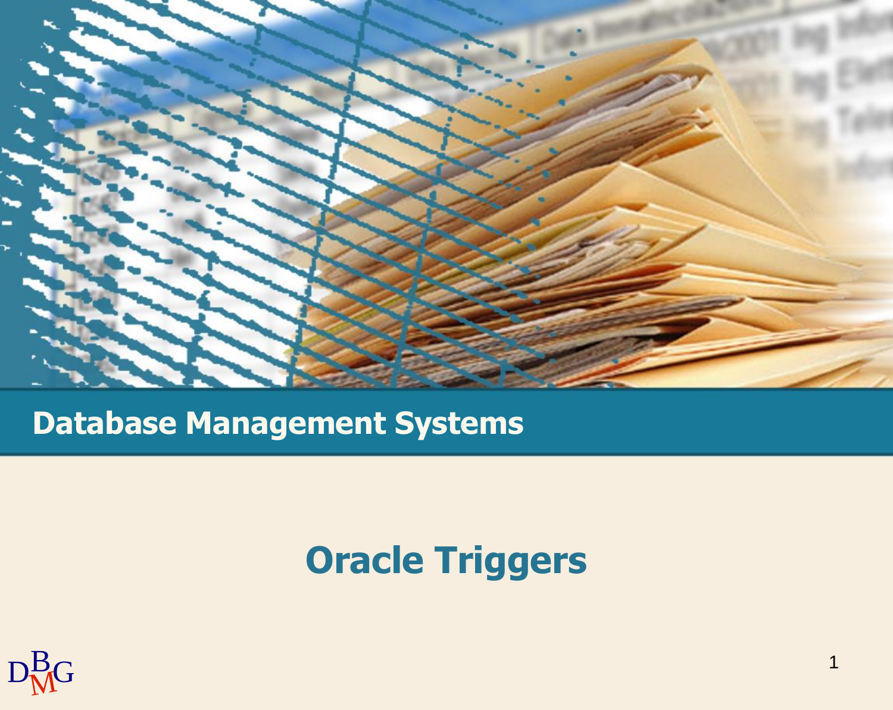## Database Management Systems

# Oracle Triggers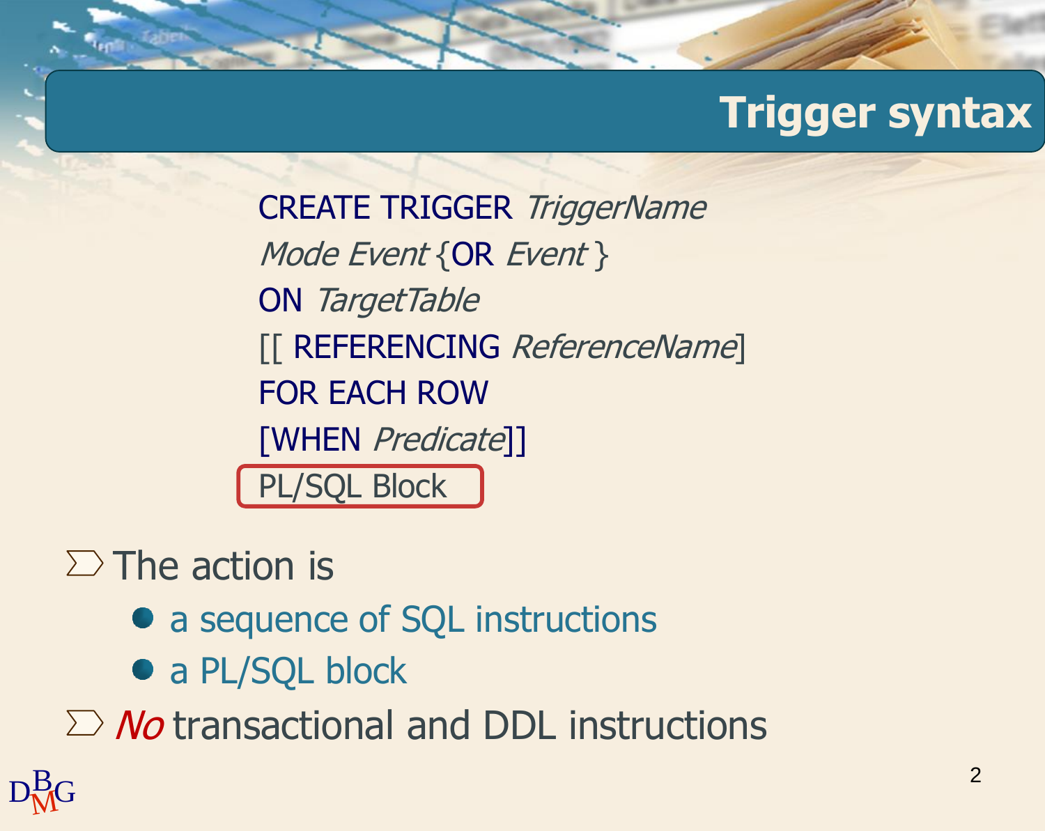# Trigger syntax

```
CREATE TRIGGER TriggerName
Mode Event {OR Event }
ON TargetTable
[[ REFERENCING ReferenceName]
FOR EACH ROW
[WHEN Predicate]]
PL/SQL Block
```

- The action is
  - a sequence of SQL instructions
  - a PL/SQL block
- *No* transactional and DDL instructions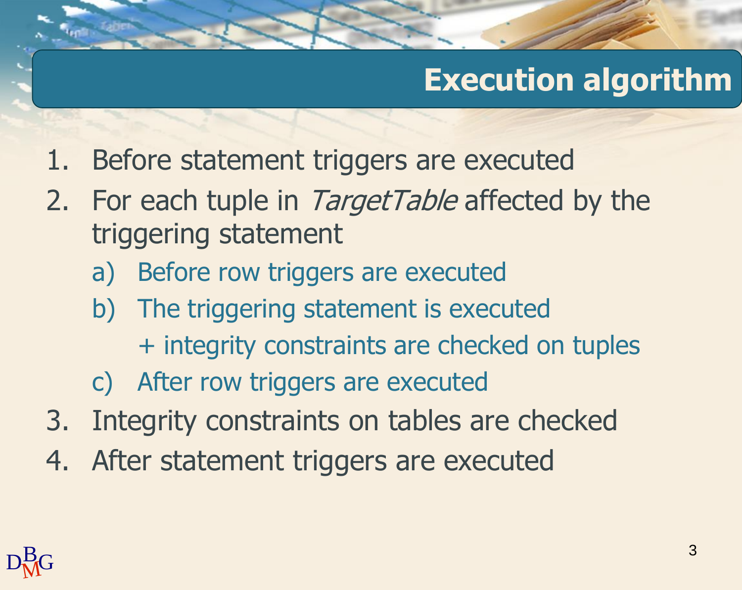# Execution algorithm

1. Before statement triggers are executed
2. For each tuple in *TargetTable* affected by the triggering statement
   a) Before row triggers are executed
   b) The triggering statement is executed
      + integrity constraints are checked on tuples
   c) After row triggers are executed
3. Integrity constraints on tables are checked
4. After statement triggers are executed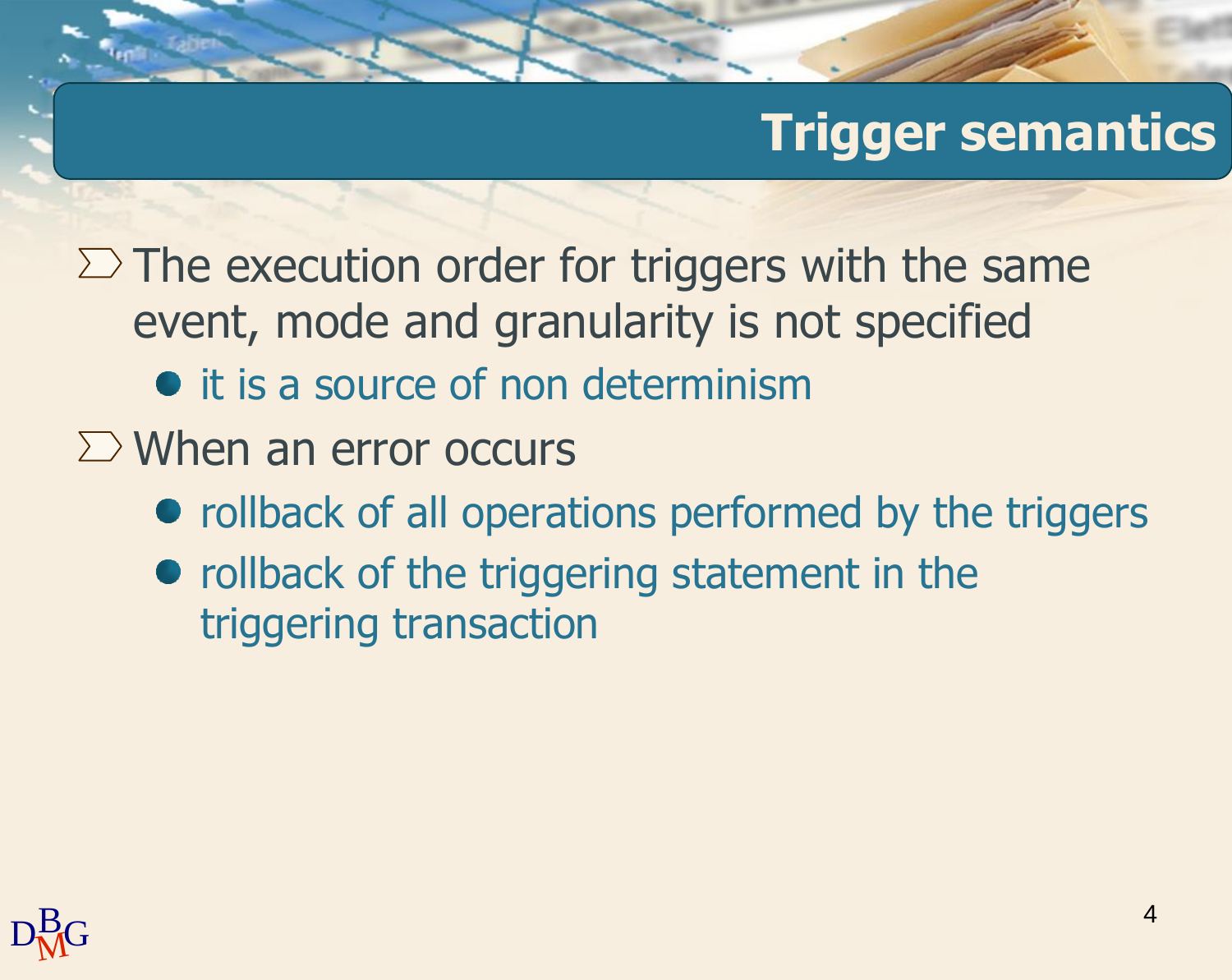# Trigger semantics

- The execution order for triggers with the same event, mode and granularity is not specified
  - it is a source of non determinism
- When an error occurs
  - rollback of all operations performed by the triggers
  - rollback of the triggering statement in the triggering transaction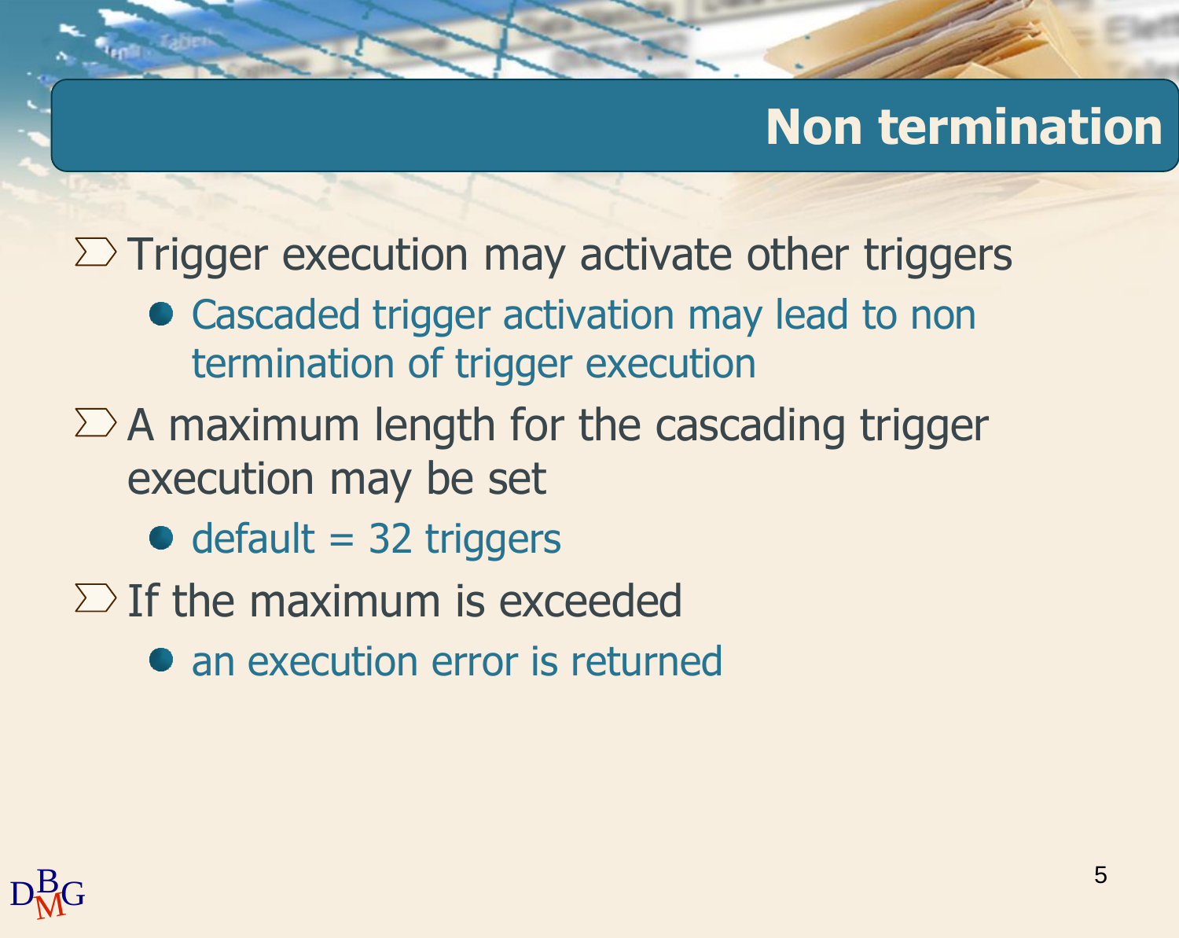# Non termination

- Trigger execution may activate other triggers
  - Cascaded trigger activation may lead to non termination of trigger execution
- A maximum length for the cascading trigger execution may be set
  - default = 32 triggers
- If the maximum is exceeded
  - an execution error is returned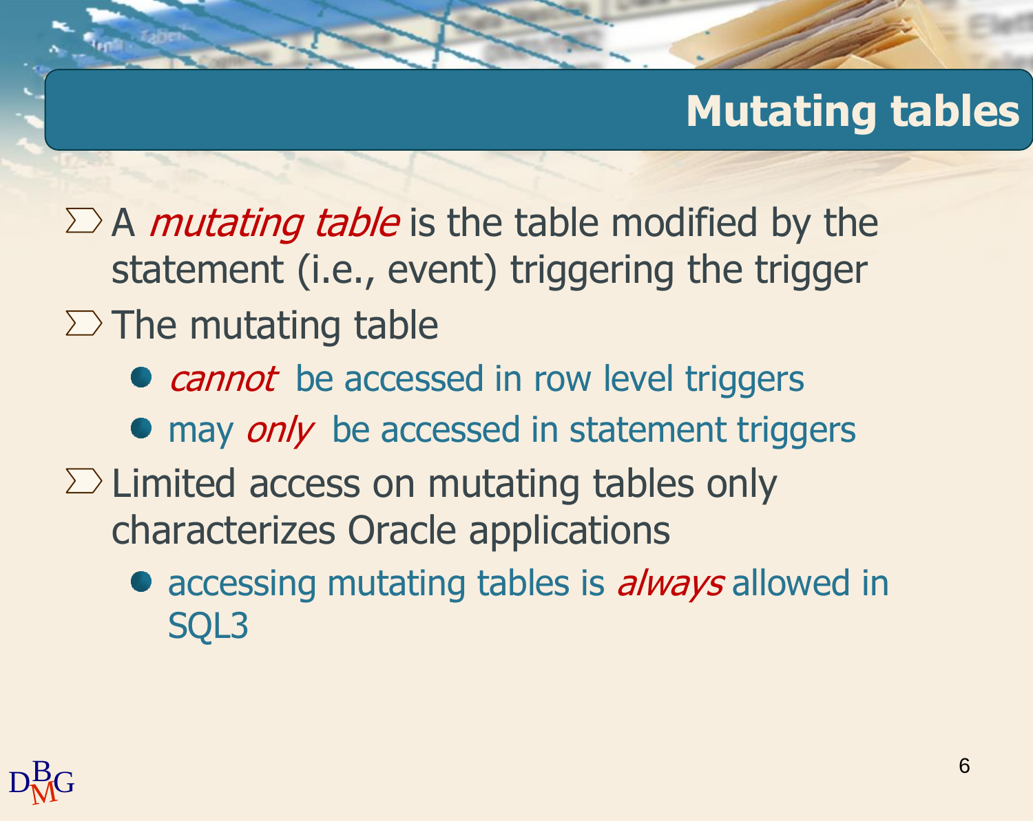# Mutating tables

- A *mutating table* is the table modified by the statement (i.e., event) triggering the trigger
- The mutating table
  - *cannot* be accessed in row level triggers
  - may *only* be accessed in statement triggers
- Limited access on mutating tables only characterizes Oracle applications
  - accessing mutating tables is *always* allowed in SQL3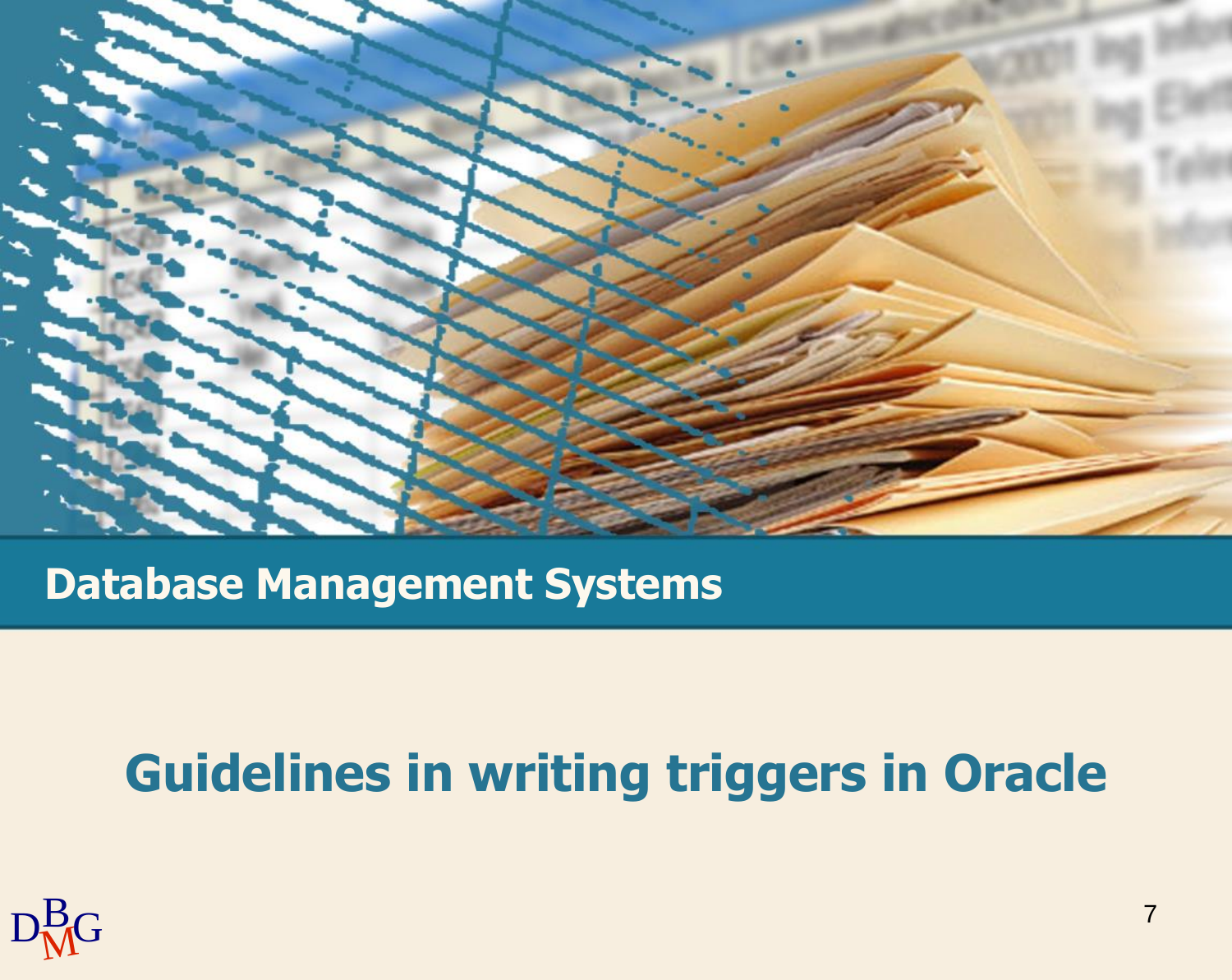Database Management Systems

# Guidelines in writing triggers in Oracle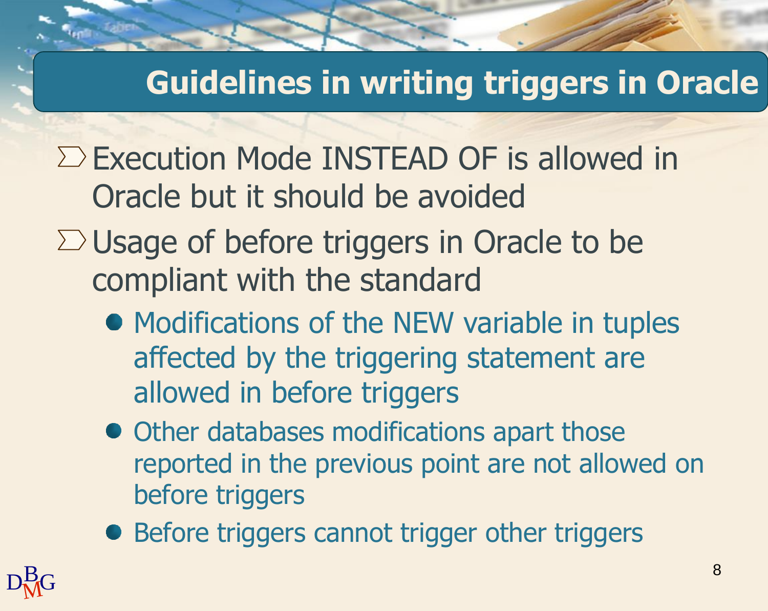# Guidelines in writing triggers in Oracle

- Execution Mode INSTEAD OF is allowed in Oracle but it should be avoided
- Usage of before triggers in Oracle to be compliant with the standard
  - Modifications of the NEW variable in tuples affected by the triggering statement are allowed in before triggers
  - Other databases modifications apart those reported in the previous point are not allowed on before triggers
  - Before triggers cannot trigger other triggers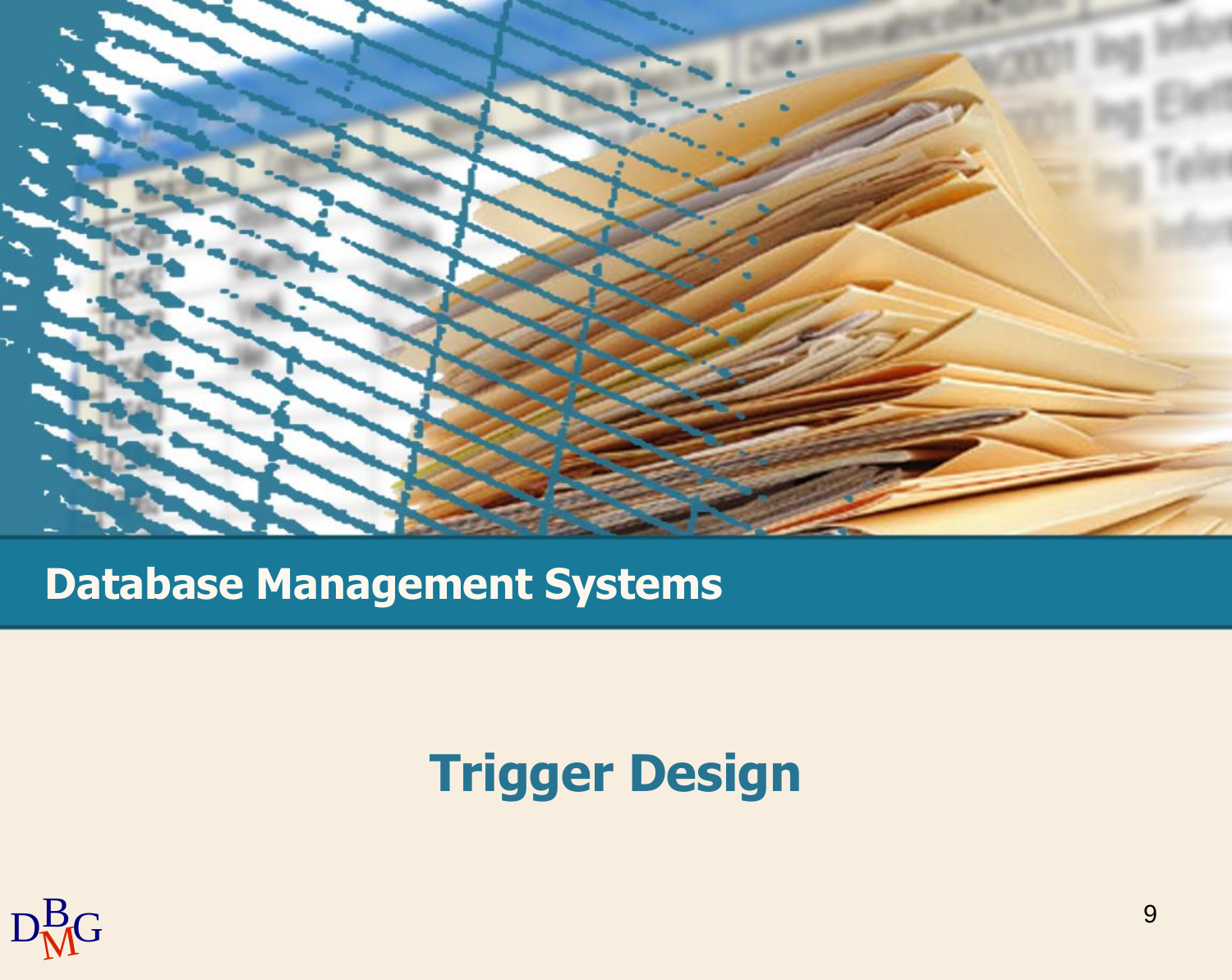Database Management Systems

# Trigger Design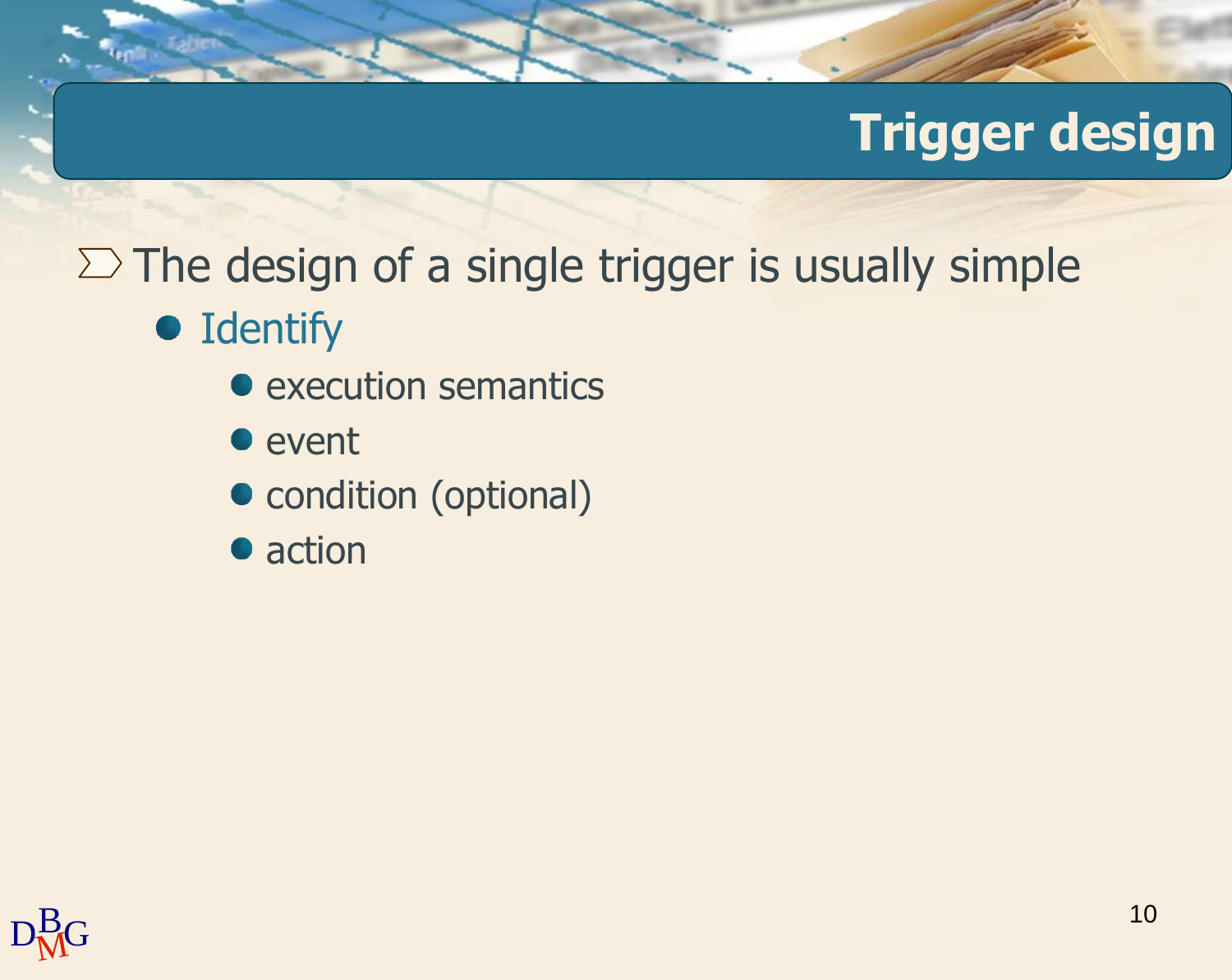# Trigger design

- The design of a single trigger is usually simple
  - Identify
    - execution semantics
    - event
    - condition (optional)
    - action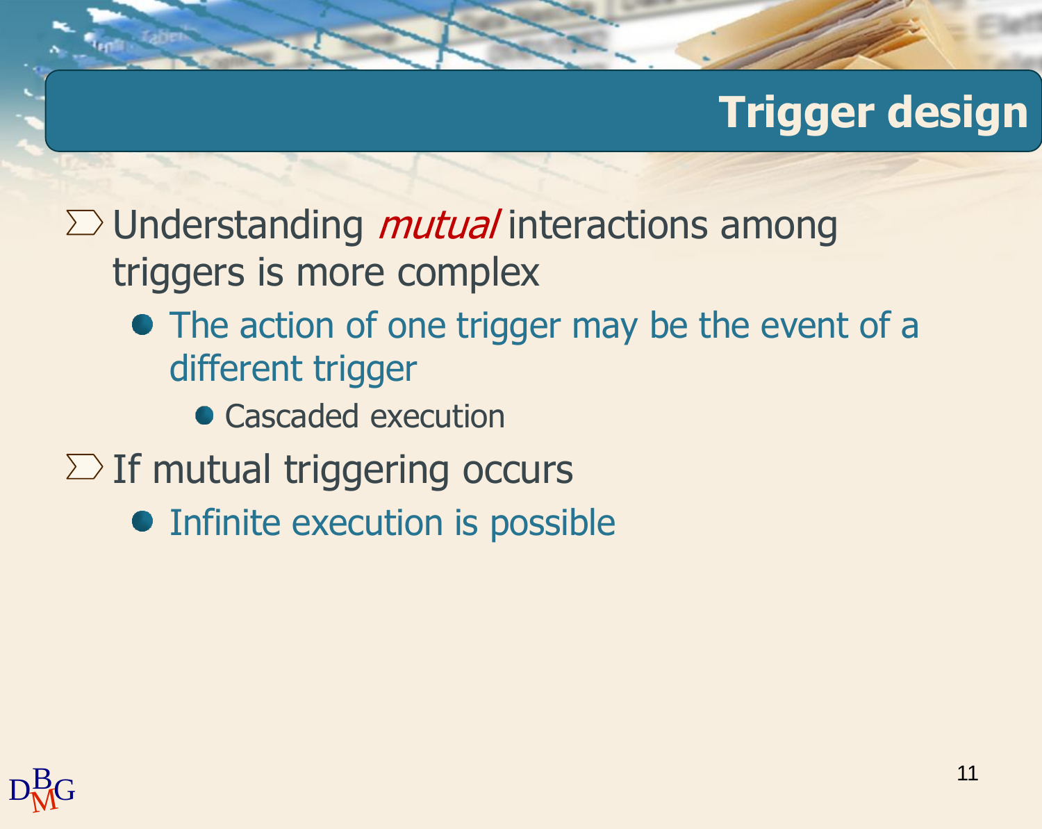# Trigger design

- Understanding *mutual* interactions among triggers is more complex
  - The action of one trigger may be the event of a different trigger
    - Cascaded execution
- If mutual triggering occurs
  - Infinite execution is possible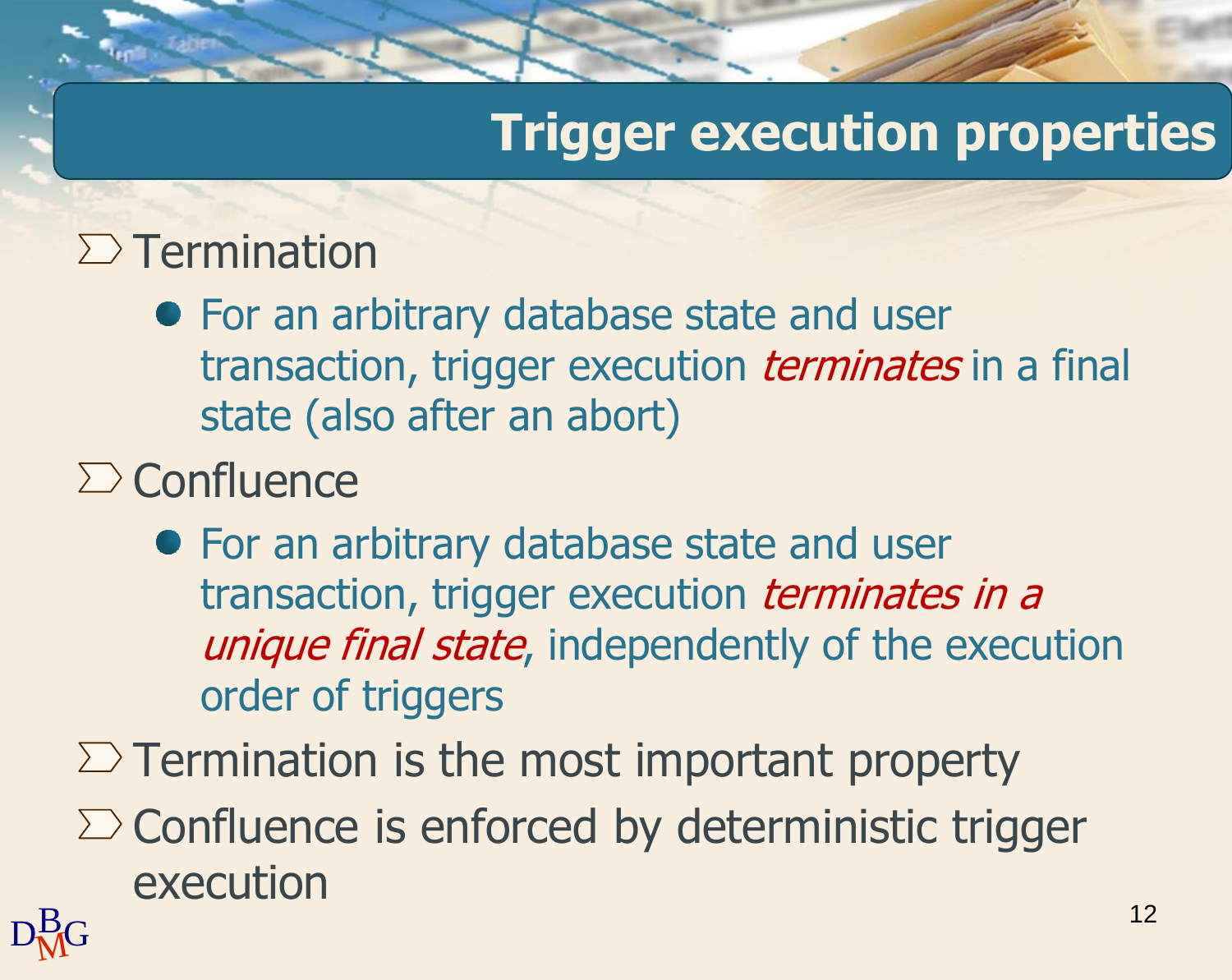# Trigger execution properties

- Termination
  - For an arbitrary database state and user transaction, trigger execution *terminates* in a final state (also after an abort)
- Confluence
  - For an arbitrary database state and user transaction, trigger execution *terminates in a unique final state*, independently of the execution order of triggers
- Termination is the most important property
- Confluence is enforced by deterministic trigger execution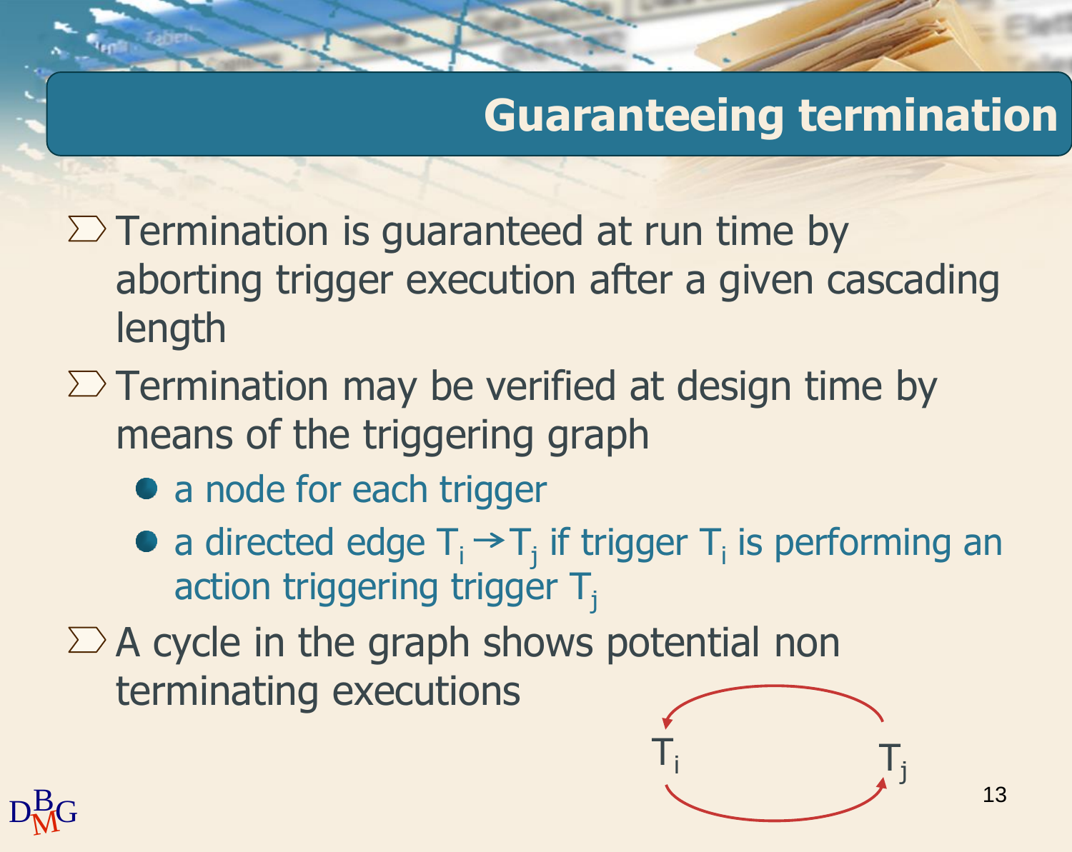# Guaranteeing termination

- Termination is guaranteed at run time by aborting trigger execution after a given cascading length
- Termination may be verified at design time by means of the triggering graph
  - a node for each trigger
  - a directed edge $T_i \rightarrow T_j$ if trigger $T_i$ is performing an action triggering trigger $T_j$
- A cycle in the graph shows potential non terminating executions

$T_i$ $T_j$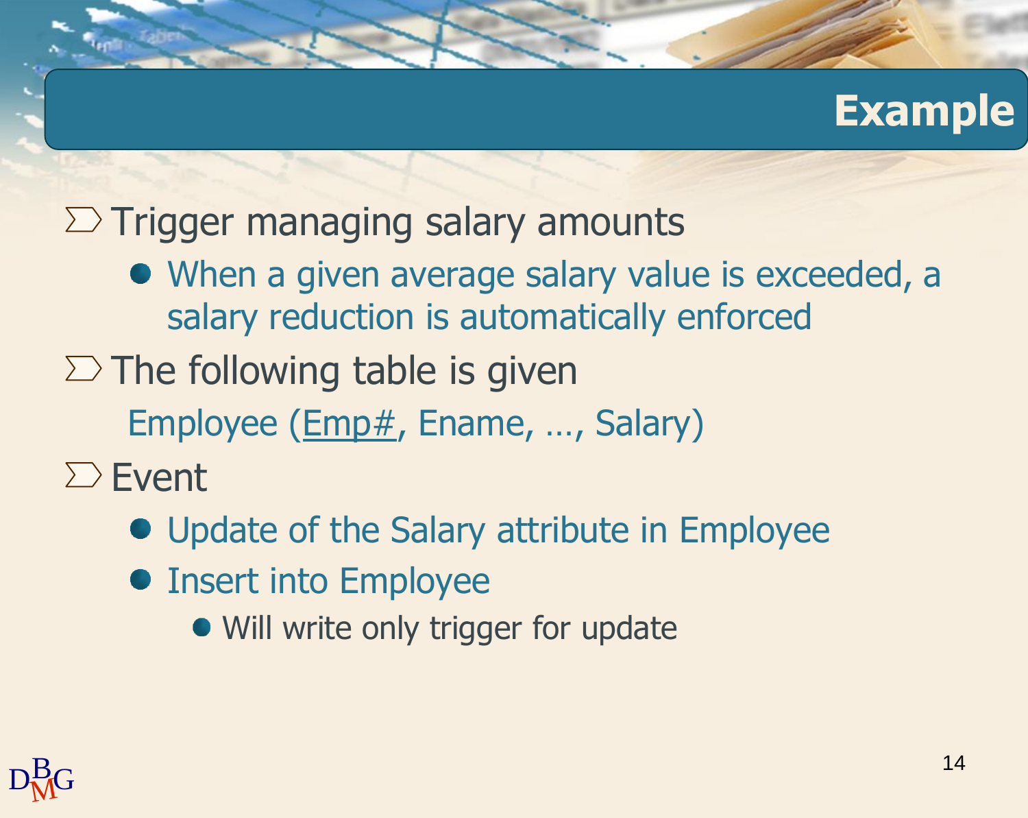# Example

- Trigger managing salary amounts
  - When a given average salary value is exceeded, a salary reduction is automatically enforced
- The following table is given

  Employee (<u>Emp#</u>, Ename, …, Salary)
- Event
  - Update of the Salary attribute in Employee
  - Insert into Employee
    - Will write only trigger for update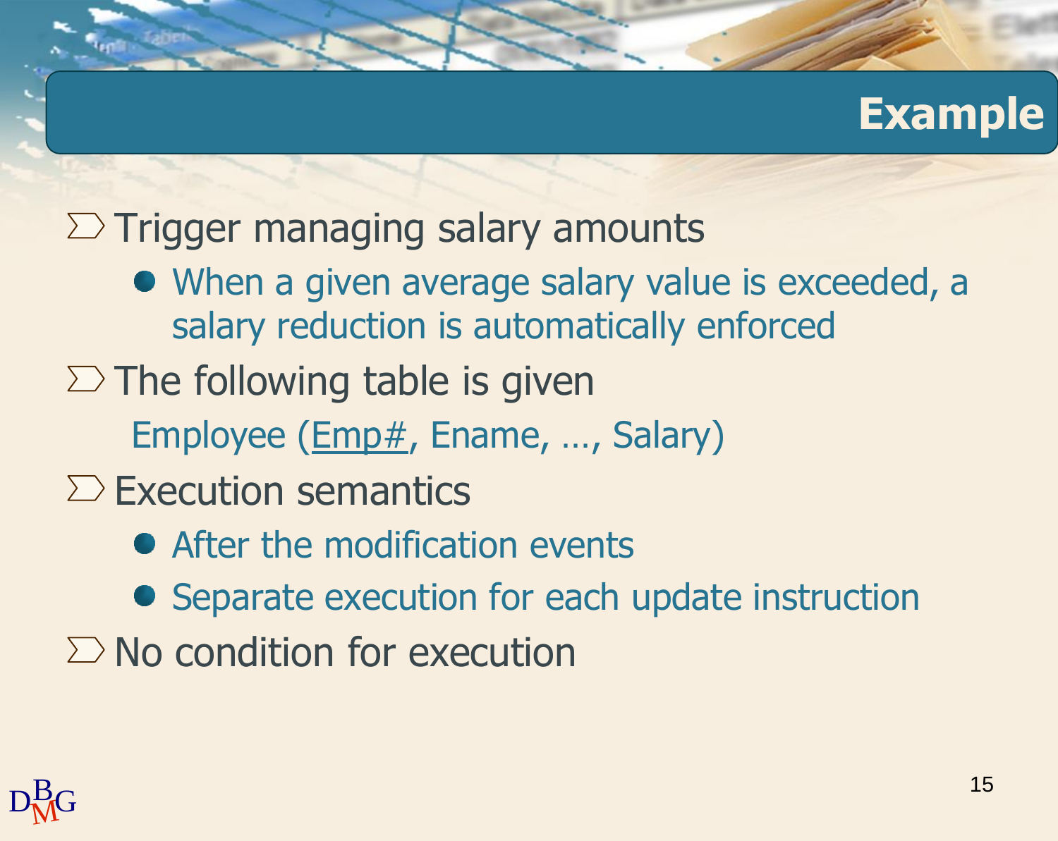# Example

- Trigger managing salary amounts
  - When a given average salary value is exceeded, a salary reduction is automatically enforced
- The following table is given

  Employee (Emp#, Ename, …, Salary)
- Execution semantics
  - After the modification events
  - Separate execution for each update instruction
- No condition for execution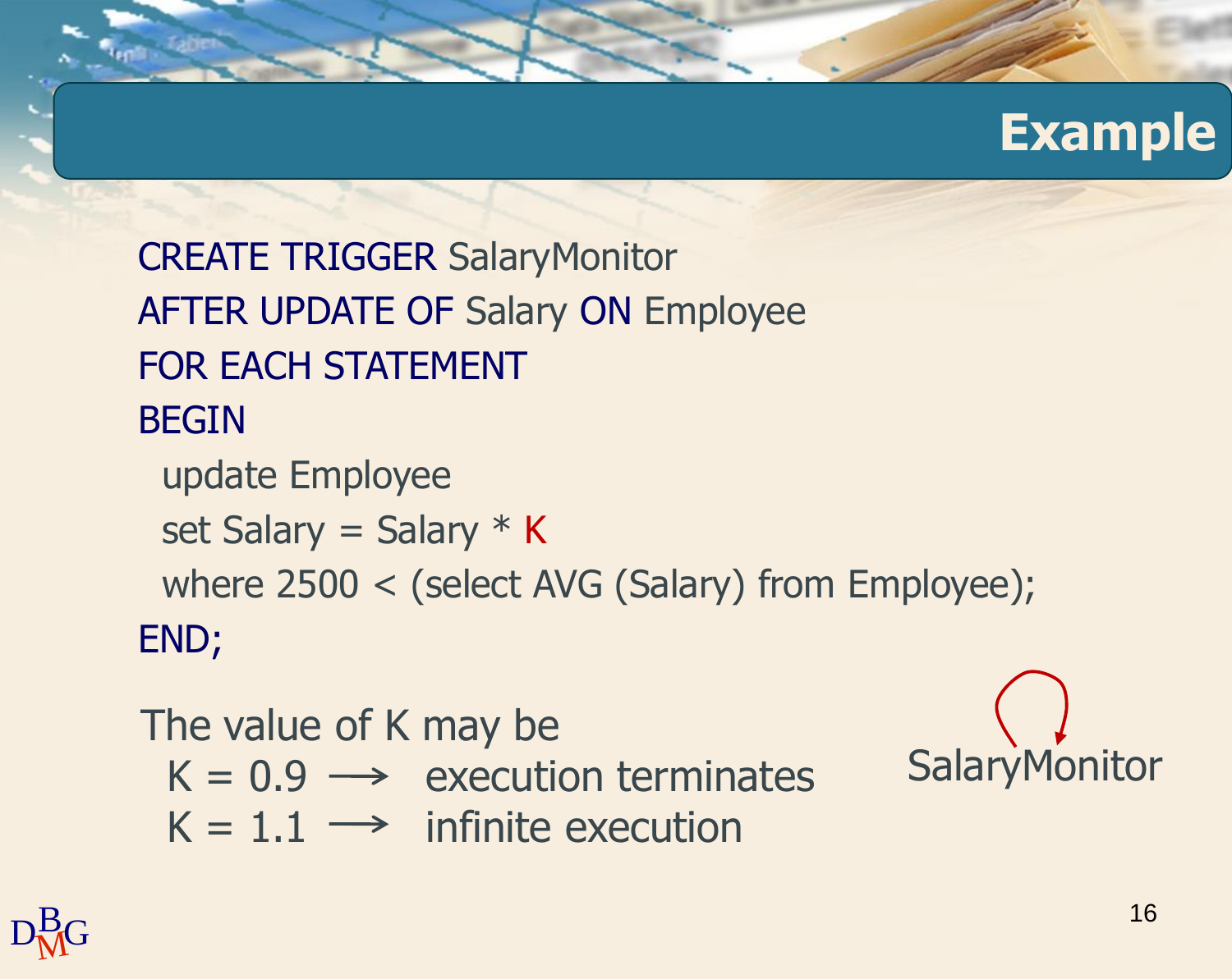# Example

```
CREATE TRIGGER SalaryMonitor
AFTER UPDATE OF Salary ON Employee
FOR EACH STATEMENT
BEGIN
  update Employee
  set Salary = Salary * K
  where 2500 < (select AVG (Salary) from Employee);
END;
```

The value of K may be

- K = 0.9 ⟶ execution terminates
- K = 1.1 ⟶ infinite execution

SalaryMonitor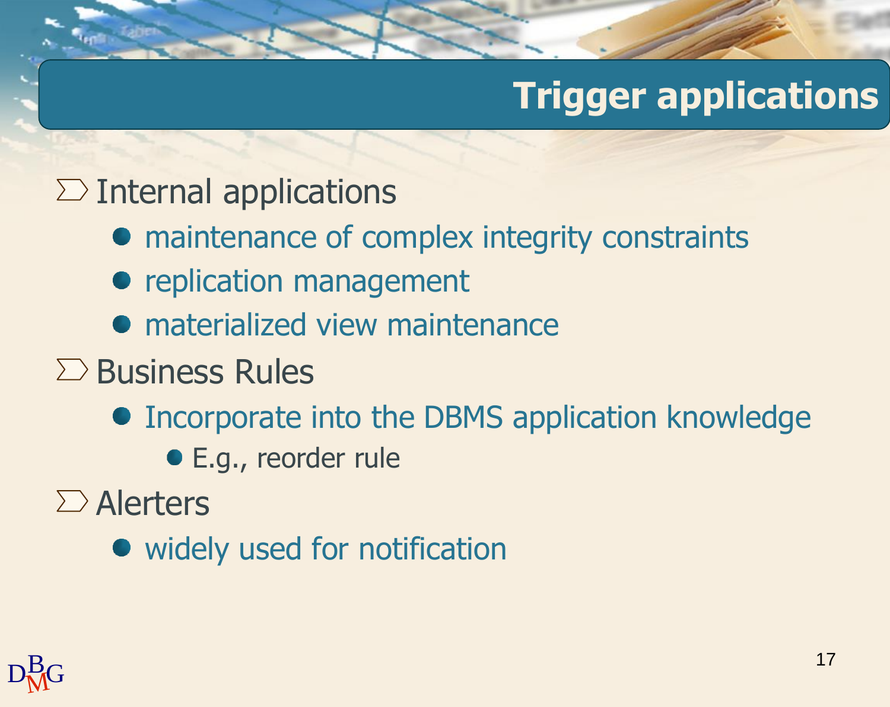# Trigger applications

- Internal applications
  - maintenance of complex integrity constraints
  - replication management
  - materialized view maintenance
- Business Rules
  - Incorporate into the DBMS application knowledge
    - E.g., reorder rule
- Alerters
  - widely used for notification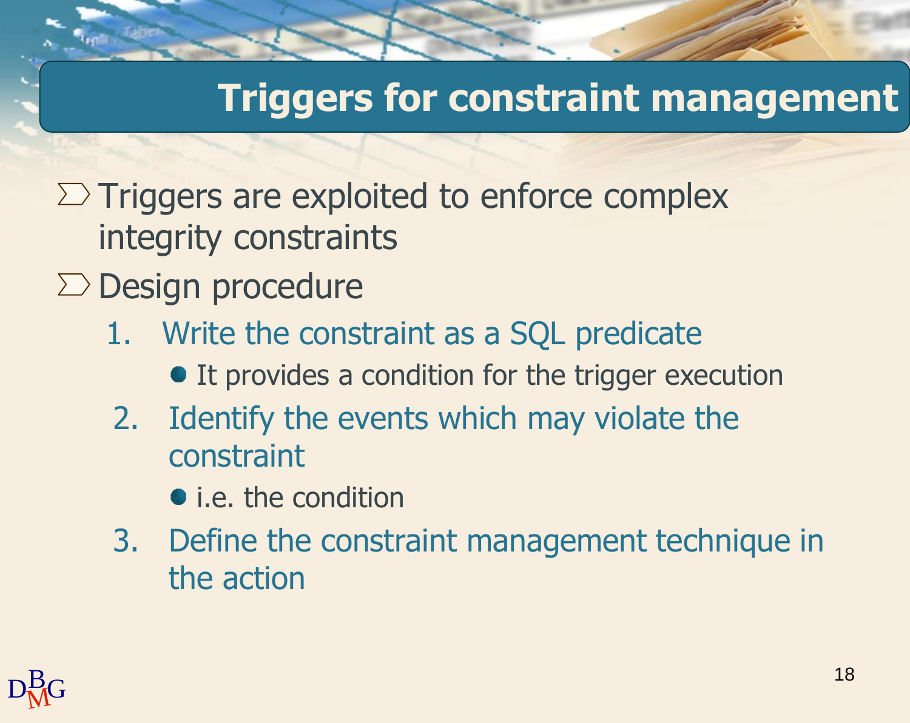# Triggers for constraint management

- Triggers are exploited to enforce complex integrity constraints
- Design procedure
  1. Write the constraint as a SQL predicate
     - It provides a condition for the trigger execution
  2. Identify the events which may violate the constraint
     - i.e. the condition
  3. Define the constraint management technique in the action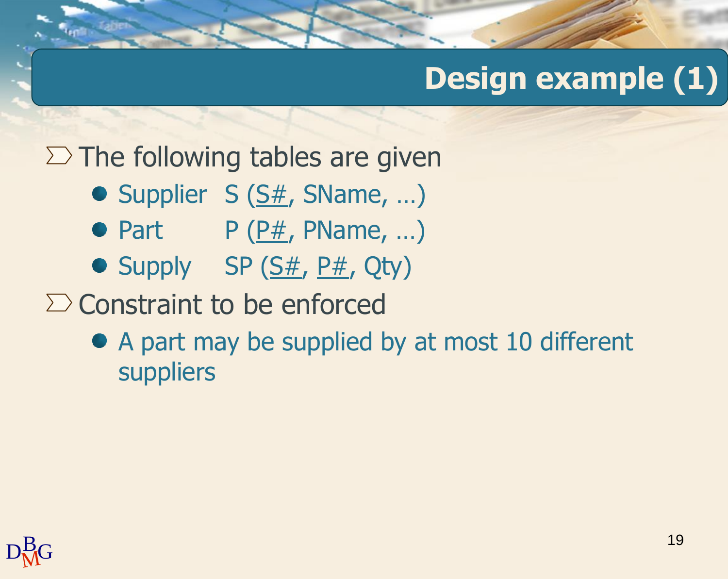# Design example (1)

- The following tables are given
  - Supplier S (<u>S#</u>, SName, …)
  - Part P (<u>P#</u>, PName, …)
  - Supply SP (<u>S#</u>, <u>P#</u>, Qty)
- Constraint to be enforced
  - A part may be supplied by at most 10 different suppliers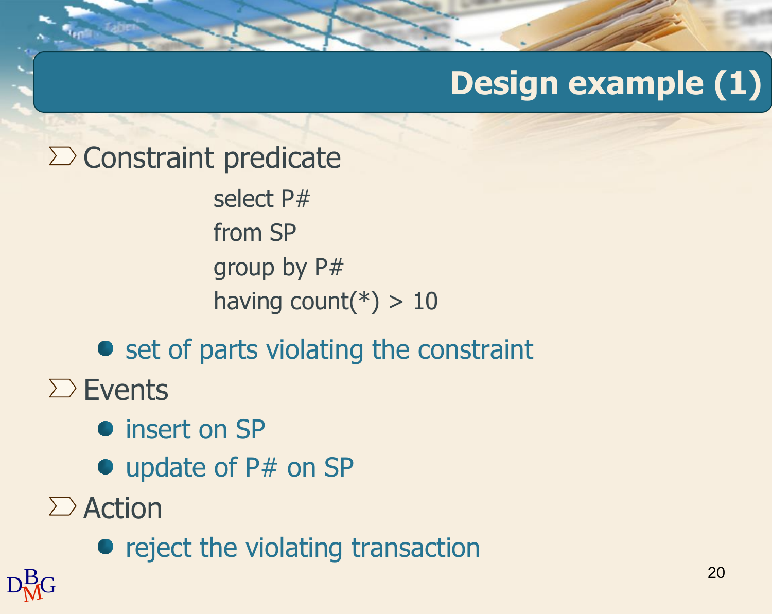# Design example (1)

- Constraint predicate

```
select P#
from SP
group by P#
having count(*) > 10
```

  - set of parts violating the constraint

- Events
  - insert on SP
  - update of P# on SP
- Action
  - reject the violating transaction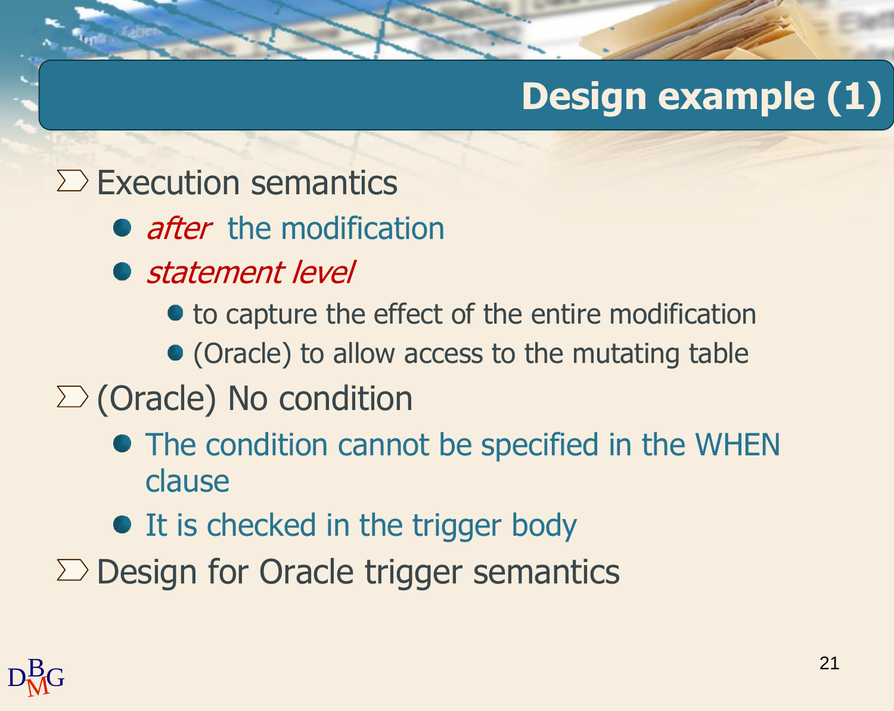# Design example (1)

- Execution semantics
  - *after* the modification
  - *statement level*
    - to capture the effect of the entire modification
    - (Oracle) to allow access to the mutating table
- (Oracle) No condition
  - The condition cannot be specified in the WHEN clause
  - It is checked in the trigger body
- Design for Oracle trigger semantics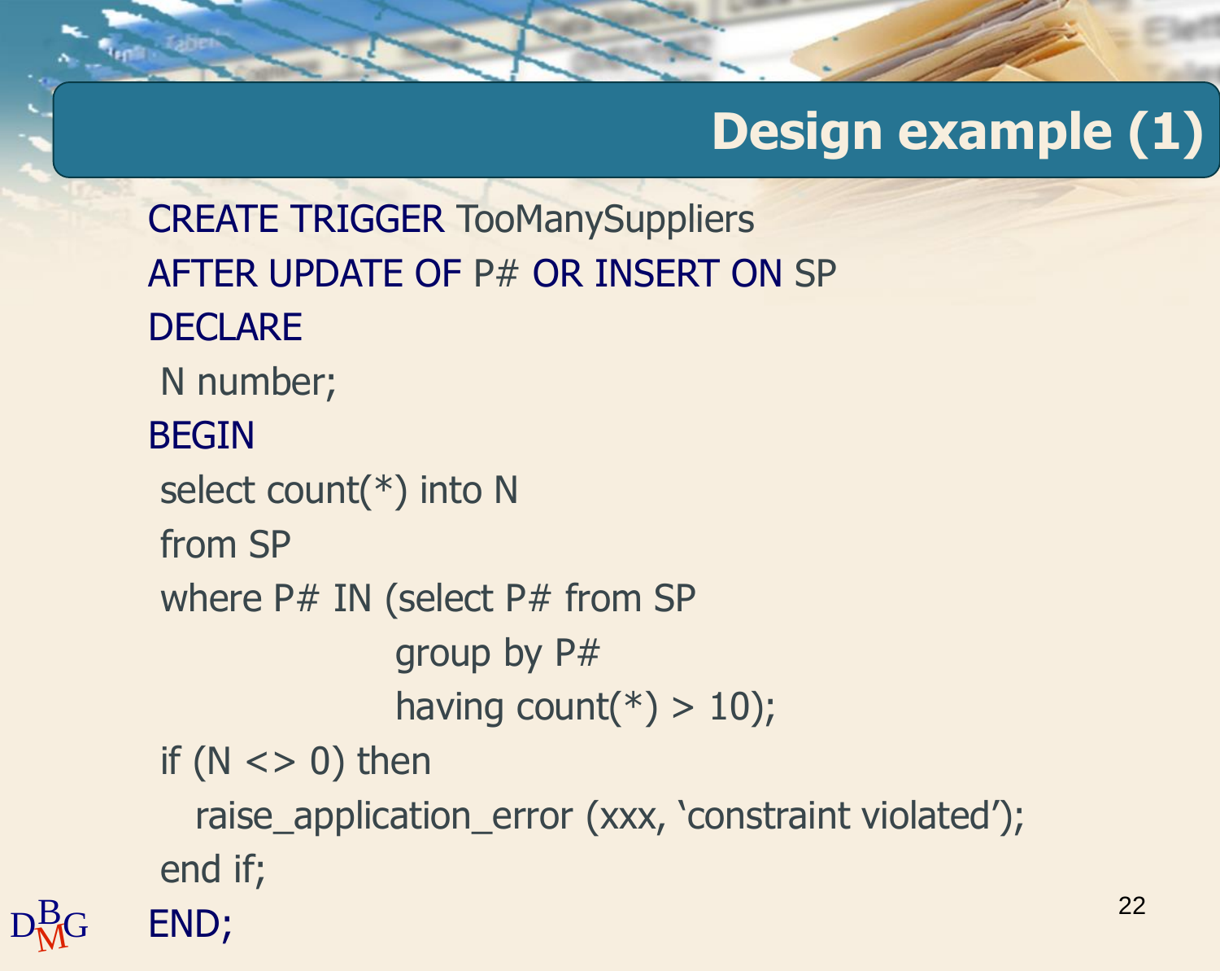# Design example (1)

```
CREATE TRIGGER TooManySuppliers
AFTER UPDATE OF P# OR INSERT ON SP
DECLARE
 N number;
BEGIN
 select count(*) into N
 from SP
 where P# IN (select P# from SP
                    group by P#
                    having count(*) > 10);
 if (N <> 0) then
   raise_application_error (xxx, 'constraint violated');
 end if;
END;
```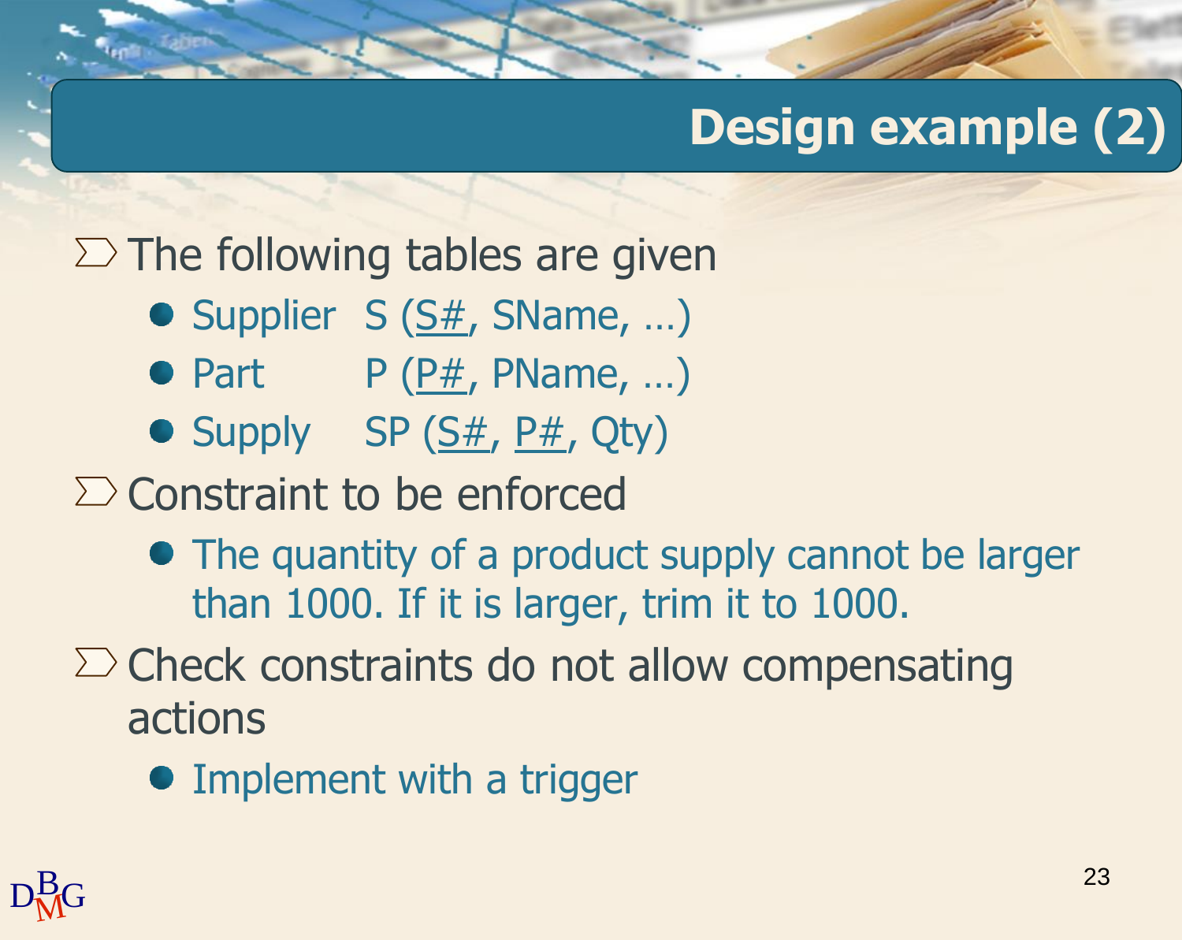## Design example (2)

- The following tables are given
  - Supplier S (<u>S#</u>, SName, …)
  - Part P (<u>P#</u>, PName, …)
  - Supply SP (<u>S#</u>, <u>P#</u>, Qty)
- Constraint to be enforced
  - The quantity of a product supply cannot be larger than 1000. If it is larger, trim it to 1000.
- Check constraints do not allow compensating actions
  - Implement with a trigger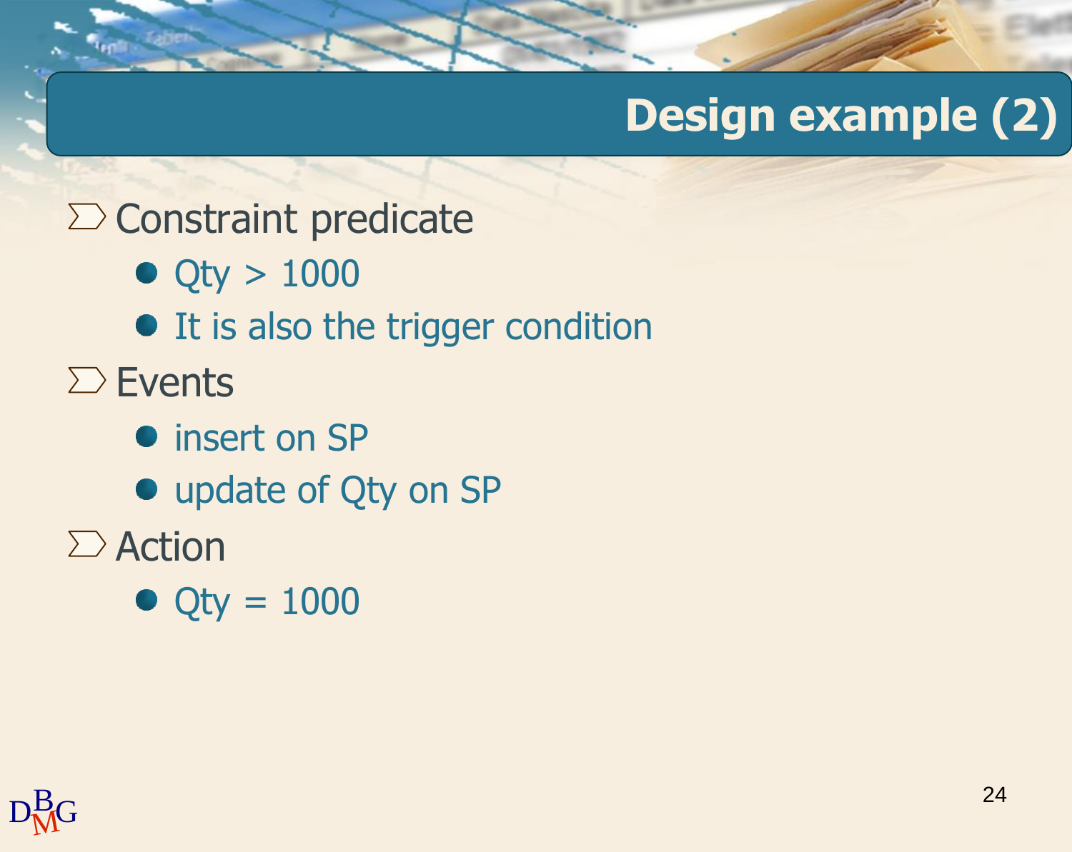# Design example (2)

- Constraint predicate
  - Qty > 1000
  - It is also the trigger condition
- Events
  - insert on SP
  - update of Qty on SP
- Action
  - Qty = 1000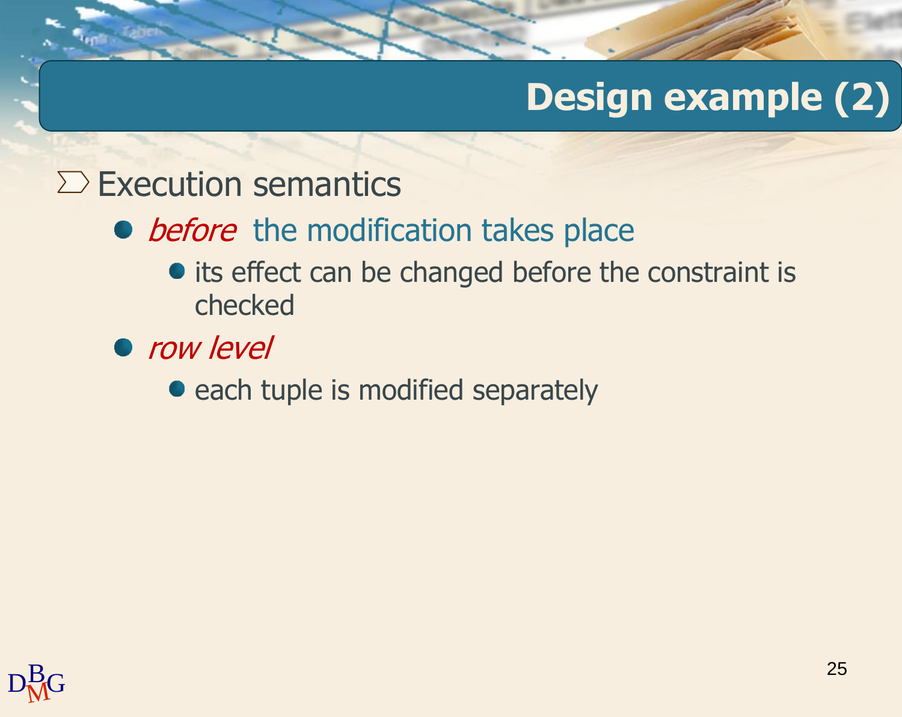# Design example (2)

- Execution semantics
  - *before* the modification takes place
    - its effect can be changed before the constraint is checked
  - *row level*
    - each tuple is modified separately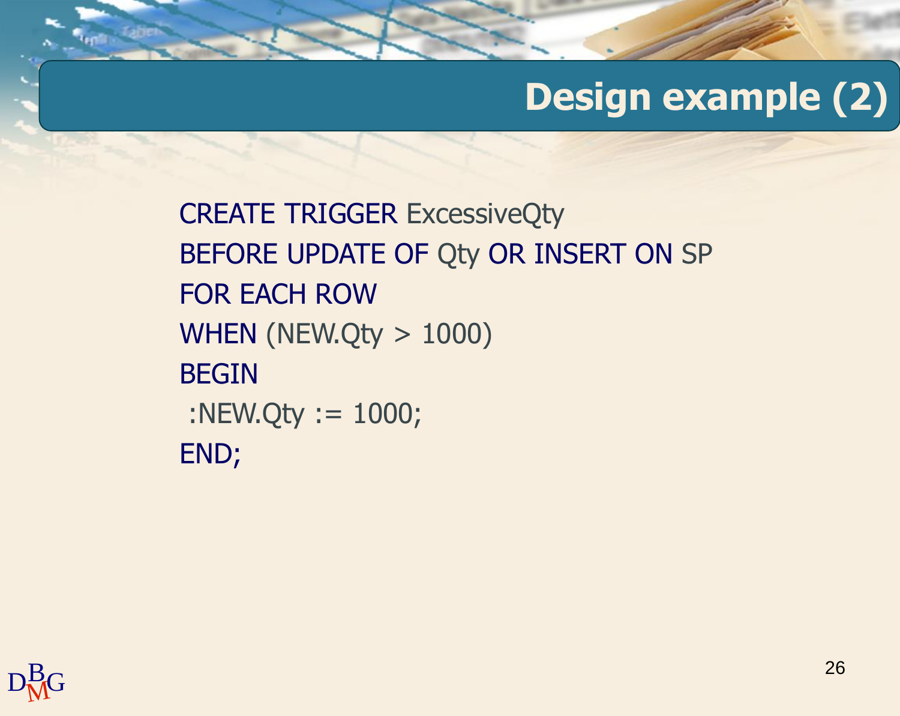# Design example (2)

```
CREATE TRIGGER ExcessiveQty
BEFORE UPDATE OF Qty OR INSERT ON SP
FOR EACH ROW
WHEN (NEW.Qty > 1000)
BEGIN
 :NEW.Qty := 1000;
END;
```